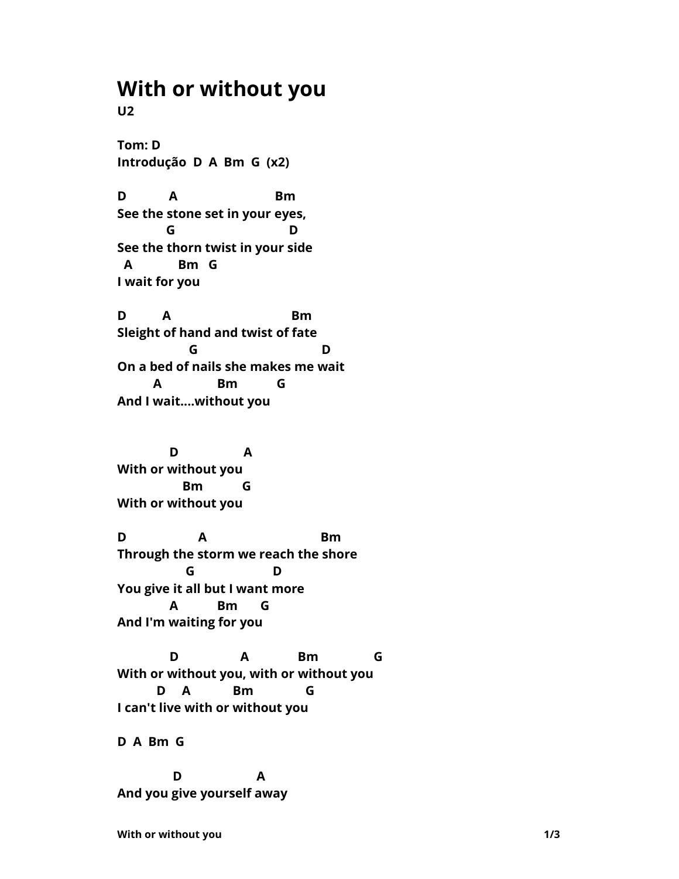# With or without you

**U2**

**Tom: D**
**Introdução D A Bm G (x2)**

```
D           A                         Bm
See the stone set in your eyes,
            G                            D
See the thorn twist in your side
  A            Bm   G
I wait for you

D          A                              Bm
Sleight of hand and twist of fate
                  G                              D
On a bed of nails she makes me wait
         A               Bm          G
And I wait....without you


             D                 A
With or without you
                Bm          G
With or without you

D                   A                             Bm
Through the storm we reach the shore
                 G                   D
You give it all but I want more
             A          Bm      G
And I'm waiting for you

             D                A            Bm              G
With or without you, with or without you
          D     A          Bm             G
I can't live with or without you

D  A  Bm  G

              D                    A
And you give yourself away
```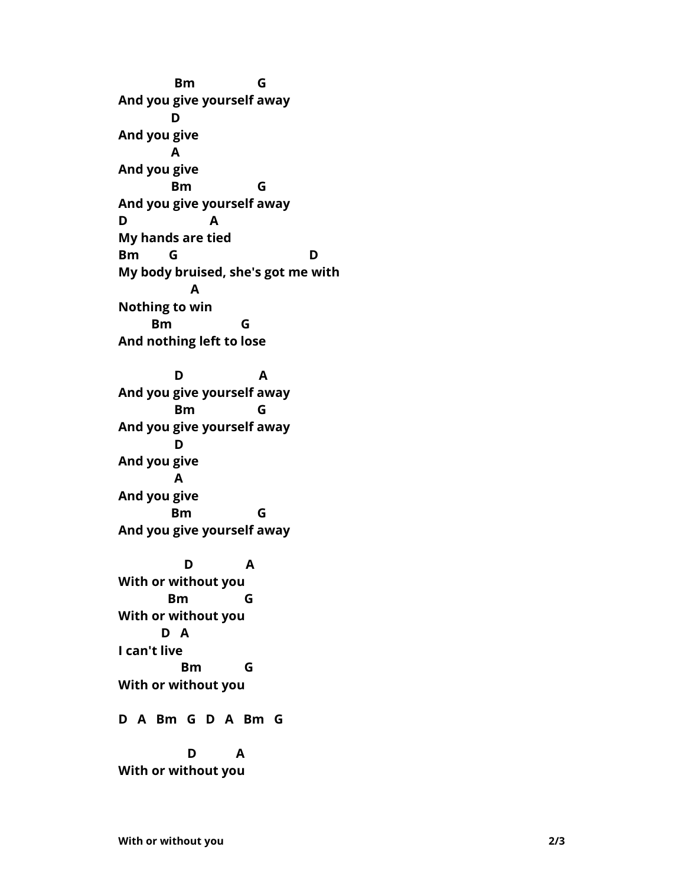```
              Bm                G
And you give yourself away
             D
And you give
             A
And you give
             Bm                G
And you give yourself away
D                      A
My hands are tied
Bm        G                                  D
My body bruised, she's got me with
                  A
Nothing to win
        Bm                 G
And nothing left to lose

              D                    A
And you give yourself away
              Bm               G
And you give yourself away
              D
And you give
              A
And you give
             Bm                G
And you give yourself away

                D             A
With or without you
            Bm              G
With or without you
           D   A
I can't live
               Bm          G
With or without you

D   A   Bm   G   D   A   Bm   G

                 D          A
With or without you
```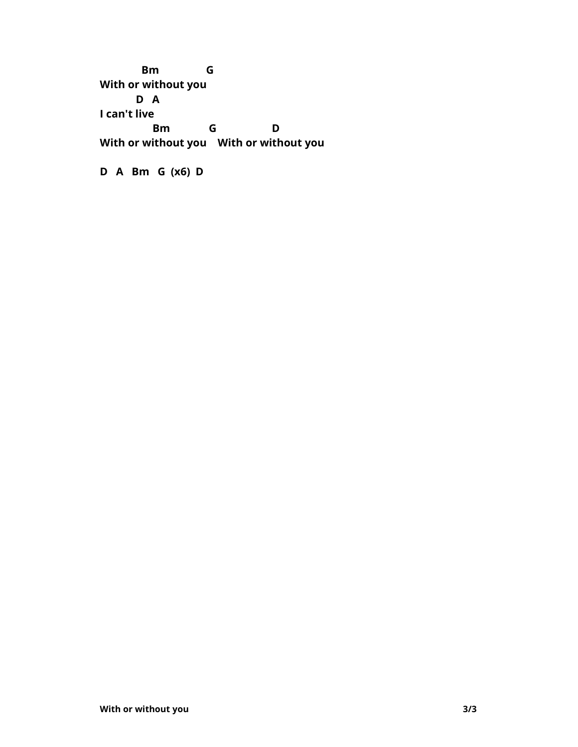```
            Bm              G
With or without you
          D   A
I can't live
               Bm           G                 D
With or without you    With or without you

D   A   Bm   G  (x6)  D
```